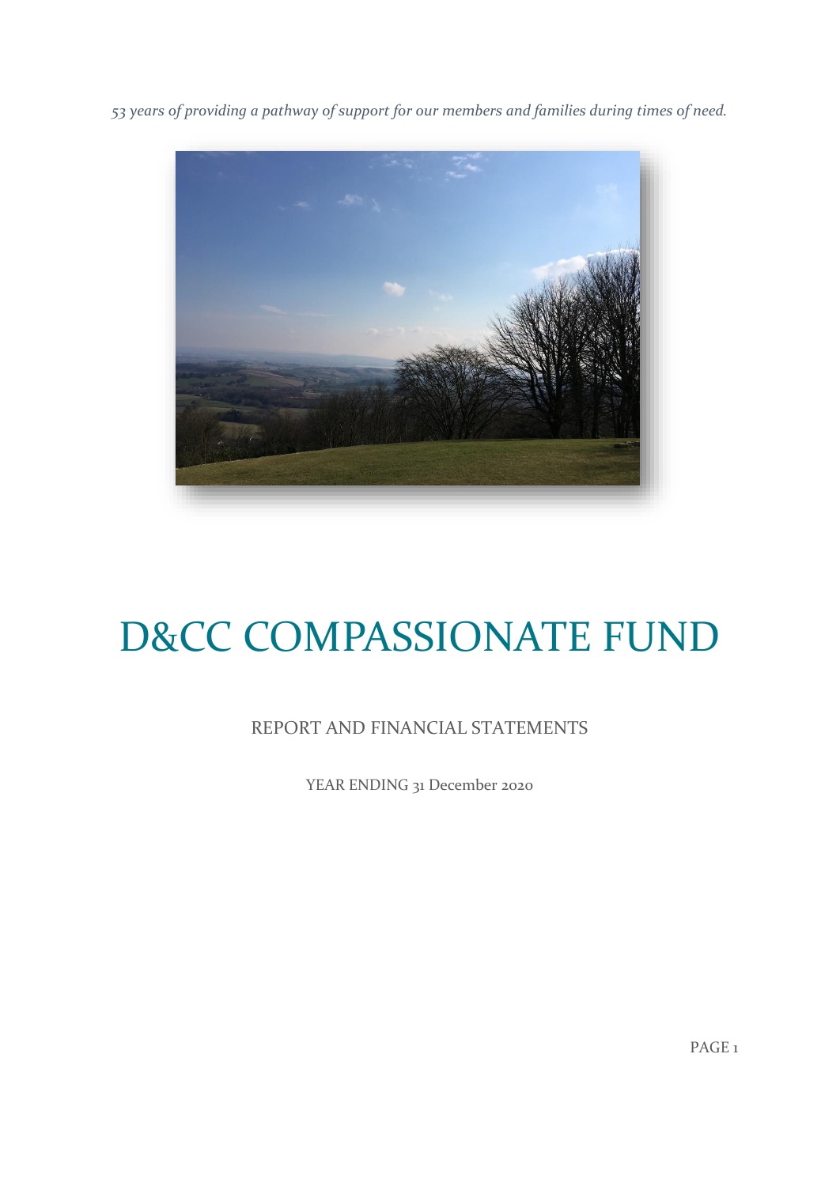*53 years of providing a pathway of support for our members and families during times of need.*

# D&CC COMPASSIONATE FUND

REPORT AND FINANCIAL STATEMENTS

YEAR ENDING 31 December 2020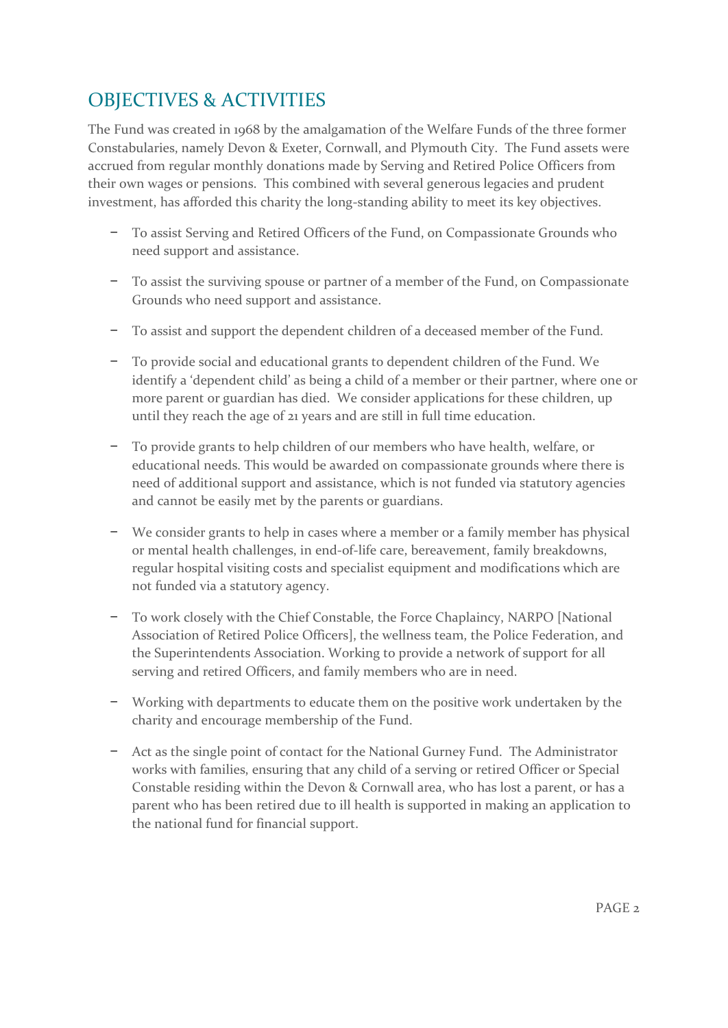## OBJECTIVES & ACTIVITIES

The Fund was created in 1968 by the amalgamation of the Welfare Funds of the three former Constabularies, namely Devon & Exeter, Cornwall, and Plymouth City. The Fund assets were accrued from regular monthly donations made by Serving and Retired Police Officers from their own wages or pensions. This combined with several generous legacies and prudent investment, has afforded this charity the long-standing ability to meet its key objectives.

- To assist Serving and Retired Officers of the Fund, on Compassionate Grounds who need support and assistance.
- To assist the surviving spouse or partner of a member of the Fund, on Compassionate Grounds who need support and assistance.
- To assist and support the dependent children of a deceased member of the Fund.
- To provide social and educational grants to dependent children of the Fund. We identify a 'dependent child' as being a child of a member or their partner, where one or more parent or guardian has died. We consider applications for these children, up until they reach the age of 21 years and are still in full time education.
- To provide grants to help children of our members who have health, welfare, or educational needs. This would be awarded on compassionate grounds where there is need of additional support and assistance, which is not funded via statutory agencies and cannot be easily met by the parents or guardians.
- We consider grants to help in cases where a member or a family member has physical or mental health challenges, in end-of-life care, bereavement, family breakdowns, regular hospital visiting costs and specialist equipment and modifications which are not funded via a statutory agency.
- To work closely with the Chief Constable, the Force Chaplaincy, NARPO [National Association of Retired Police Officers], the wellness team, the Police Federation, and the Superintendents Association. Working to provide a network of support for all serving and retired Officers, and family members who are in need.
- Working with departments to educate them on the positive work undertaken by the charity and encourage membership of the Fund.
- Act as the single point of contact for the National Gurney Fund. The Administrator works with families, ensuring that any child of a serving or retired Officer or Special Constable residing within the Devon & Cornwall area, who has lost a parent, or has a parent who has been retired due to ill health is supported in making an application to the national fund for financial support.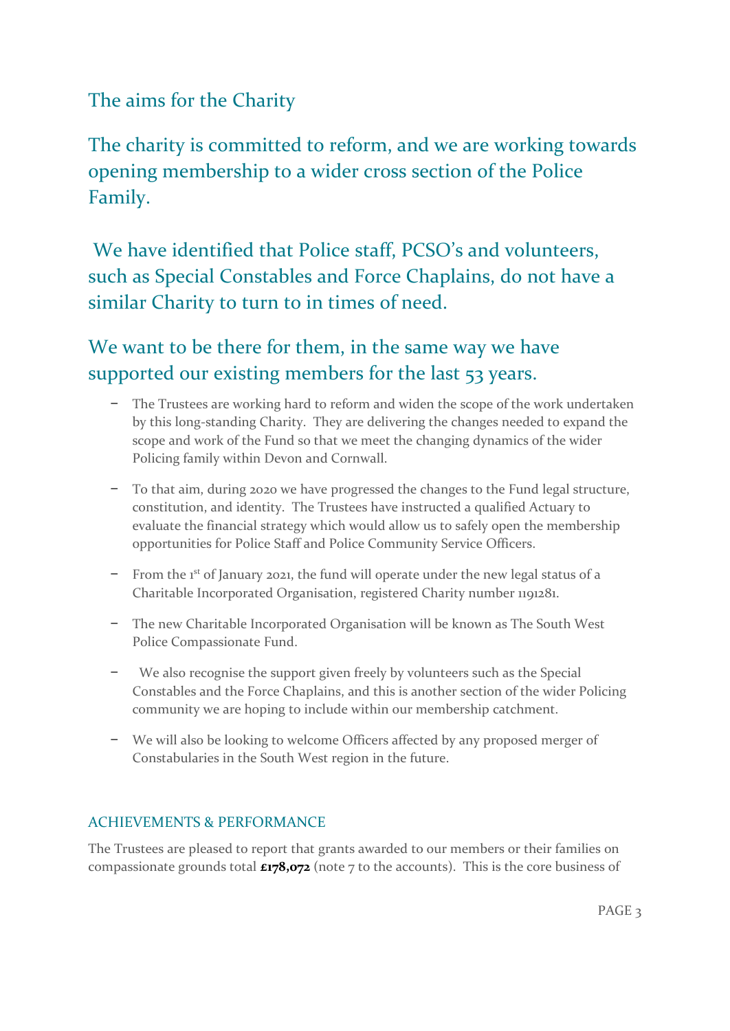## The aims for the Charity

### The charity is committed to reform, and we are working towards opening membership to a wider cross section of the Police Family.

### We have identified that Police staff, PCSO's and volunteers, such as Special Constables and Force Chaplains, do not have a similar Charity to turn to in times of need.

### We want to be there for them, in the same way we have supported our existing members for the last 53 years.

- The Trustees are working hard to reform and widen the scope of the work undertaken by this long-standing Charity. They are delivering the changes needed to expand the scope and work of the Fund so that we meet the changing dynamics of the wider Policing family within Devon and Cornwall.

- To that aim, during 2020 we have progressed the changes to the Fund legal structure, constitution, and identity. The Trustees have instructed a qualified Actuary to evaluate the financial strategy which would allow us to safely open the membership opportunities for Police Staff and Police Community Service Officers.

- From the 1st of January 2021, the fund will operate under the new legal status of a Charitable Incorporated Organisation, registered Charity number 1191281.

- The new Charitable Incorporated Organisation will be known as The South West Police Compassionate Fund.

- We also recognise the support given freely by volunteers such as the Special Constables and the Force Chaplains, and this is another section of the wider Policing community we are hoping to include within our membership catchment.

- We will also be looking to welcome Officers affected by any proposed merger of Constabularies in the South West region in the future.

## ACHIEVEMENTS & PERFORMANCE

The Trustees are pleased to report that grants awarded to our members or their families on compassionate grounds total **£178,072** (note 7 to the accounts). This is the core business of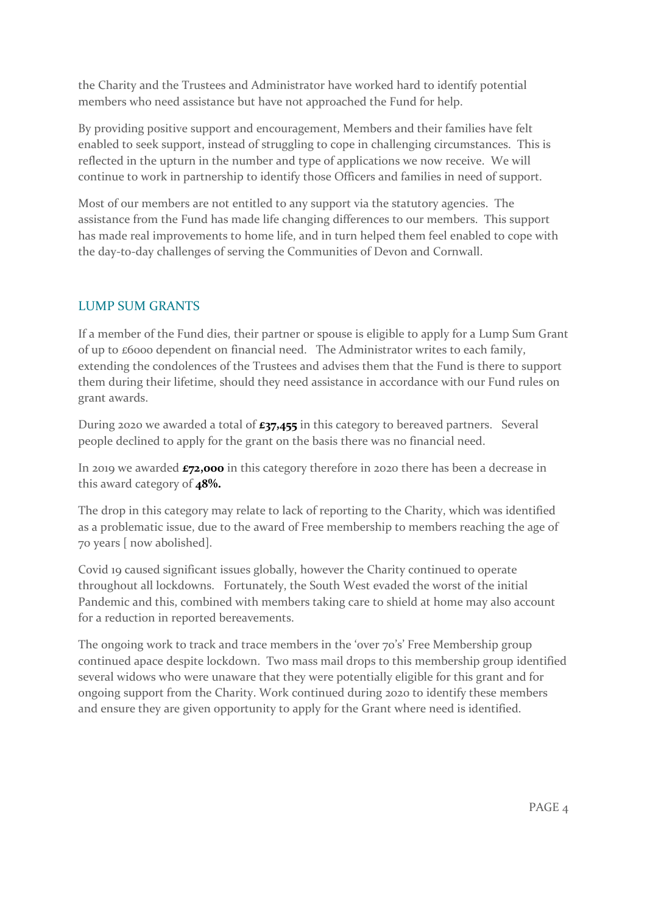the Charity and the Trustees and Administrator have worked hard to identify potential members who need assistance but have not approached the Fund for help.

By providing positive support and encouragement, Members and their families have felt enabled to seek support, instead of struggling to cope in challenging circumstances. This is reflected in the upturn in the number and type of applications we now receive. We will continue to work in partnership to identify those Officers and families in need of support.

Most of our members are not entitled to any support via the statutory agencies. The assistance from the Fund has made life changing differences to our members. This support has made real improvements to home life, and in turn helped them feel enabled to cope with the day-to-day challenges of serving the Communities of Devon and Cornwall.

## LUMP SUM GRANTS

If a member of the Fund dies, their partner or spouse is eligible to apply for a Lump Sum Grant of up to £6000 dependent on financial need. The Administrator writes to each family, extending the condolences of the Trustees and advises them that the Fund is there to support them during their lifetime, should they need assistance in accordance with our Fund rules on grant awards.

During 2020 we awarded a total of **£37,455** in this category to bereaved partners. Several people declined to apply for the grant on the basis there was no financial need.

In 2019 we awarded **£72,000** in this category therefore in 2020 there has been a decrease in this award category of **48%.**

The drop in this category may relate to lack of reporting to the Charity, which was identified as a problematic issue, due to the award of Free membership to members reaching the age of 70 years [ now abolished].

Covid 19 caused significant issues globally, however the Charity continued to operate throughout all lockdowns. Fortunately, the South West evaded the worst of the initial Pandemic and this, combined with members taking care to shield at home may also account for a reduction in reported bereavements.

The ongoing work to track and trace members in the 'over 70's' Free Membership group continued apace despite lockdown. Two mass mail drops to this membership group identified several widows who were unaware that they were potentially eligible for this grant and for ongoing support from the Charity. Work continued during 2020 to identify these members and ensure they are given opportunity to apply for the Grant where need is identified.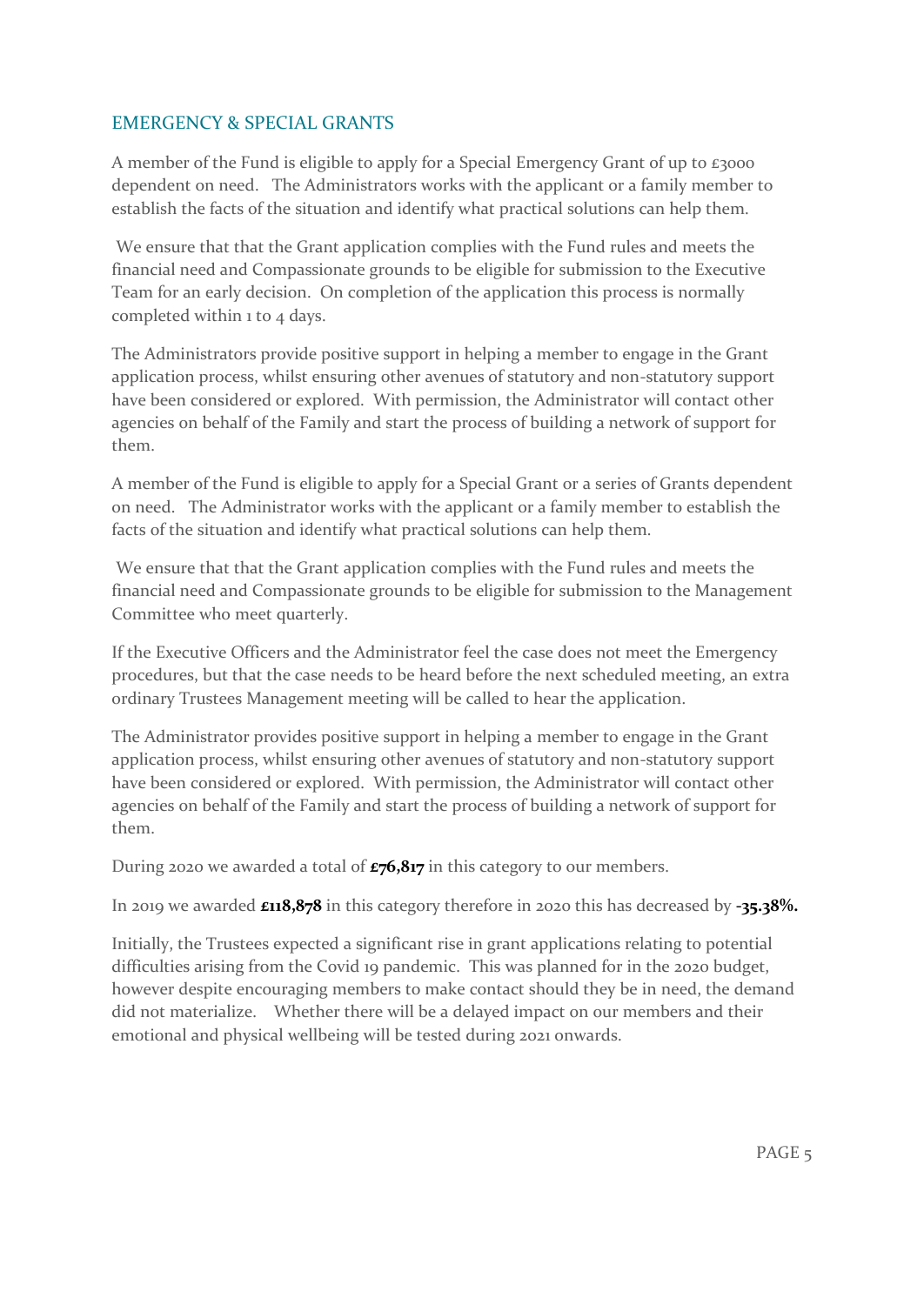## EMERGENCY & SPECIAL GRANTS

A member of the Fund is eligible to apply for a Special Emergency Grant of up to £3000 dependent on need. The Administrators works with the applicant or a family member to establish the facts of the situation and identify what practical solutions can help them.

We ensure that that the Grant application complies with the Fund rules and meets the financial need and Compassionate grounds to be eligible for submission to the Executive Team for an early decision. On completion of the application this process is normally completed within 1 to 4 days.

The Administrators provide positive support in helping a member to engage in the Grant application process, whilst ensuring other avenues of statutory and non-statutory support have been considered or explored. With permission, the Administrator will contact other agencies on behalf of the Family and start the process of building a network of support for them.

A member of the Fund is eligible to apply for a Special Grant or a series of Grants dependent on need. The Administrator works with the applicant or a family member to establish the facts of the situation and identify what practical solutions can help them.

We ensure that that the Grant application complies with the Fund rules and meets the financial need and Compassionate grounds to be eligible for submission to the Management Committee who meet quarterly.

If the Executive Officers and the Administrator feel the case does not meet the Emergency procedures, but that the case needs to be heard before the next scheduled meeting, an extra ordinary Trustees Management meeting will be called to hear the application.

The Administrator provides positive support in helping a member to engage in the Grant application process, whilst ensuring other avenues of statutory and non-statutory support have been considered or explored. With permission, the Administrator will contact other agencies on behalf of the Family and start the process of building a network of support for them.

During 2020 we awarded a total of **£76,817** in this category to our members.

In 2019 we awarded **£118,878** in this category therefore in 2020 this has decreased by **-35.38%.**

Initially, the Trustees expected a significant rise in grant applications relating to potential difficulties arising from the Covid 19 pandemic. This was planned for in the 2020 budget, however despite encouraging members to make contact should they be in need, the demand did not materialize. Whether there will be a delayed impact on our members and their emotional and physical wellbeing will be tested during 2021 onwards.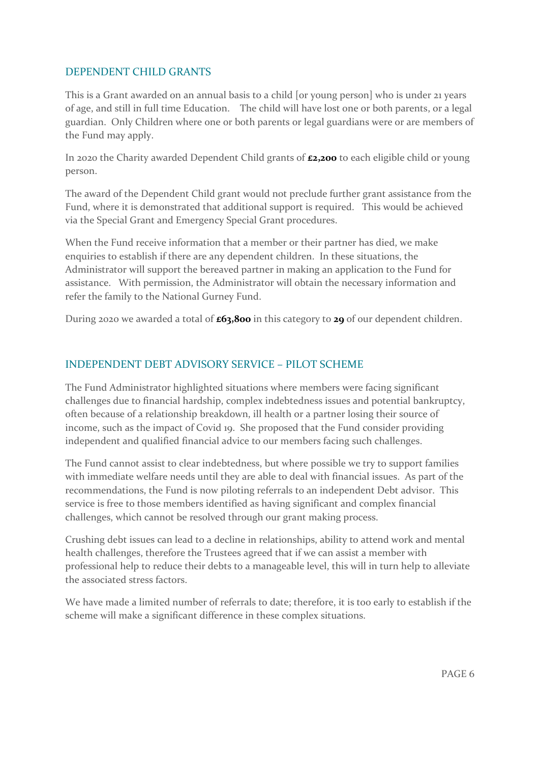## DEPENDENT CHILD GRANTS

This is a Grant awarded on an annual basis to a child [or young person] who is under 21 years of age, and still in full time Education. The child will have lost one or both parents, or a legal guardian. Only Children where one or both parents or legal guardians were or are members of the Fund may apply.

In 2020 the Charity awarded Dependent Child grants of **£2,200** to each eligible child or young person.

The award of the Dependent Child grant would not preclude further grant assistance from the Fund, where it is demonstrated that additional support is required. This would be achieved via the Special Grant and Emergency Special Grant procedures.

When the Fund receive information that a member or their partner has died, we make enquiries to establish if there are any dependent children. In these situations, the Administrator will support the bereaved partner in making an application to the Fund for assistance. With permission, the Administrator will obtain the necessary information and refer the family to the National Gurney Fund.

During 2020 we awarded a total of **£63,800** in this category to **29** of our dependent children.

## INDEPENDENT DEBT ADVISORY SERVICE – PILOT SCHEME

The Fund Administrator highlighted situations where members were facing significant challenges due to financial hardship, complex indebtedness issues and potential bankruptcy, often because of a relationship breakdown, ill health or a partner losing their source of income, such as the impact of Covid 19. She proposed that the Fund consider providing independent and qualified financial advice to our members facing such challenges.

The Fund cannot assist to clear indebtedness, but where possible we try to support families with immediate welfare needs until they are able to deal with financial issues. As part of the recommendations, the Fund is now piloting referrals to an independent Debt advisor. This service is free to those members identified as having significant and complex financial challenges, which cannot be resolved through our grant making process.

Crushing debt issues can lead to a decline in relationships, ability to attend work and mental health challenges, therefore the Trustees agreed that if we can assist a member with professional help to reduce their debts to a manageable level, this will in turn help to alleviate the associated stress factors.

We have made a limited number of referrals to date; therefore, it is too early to establish if the scheme will make a significant difference in these complex situations.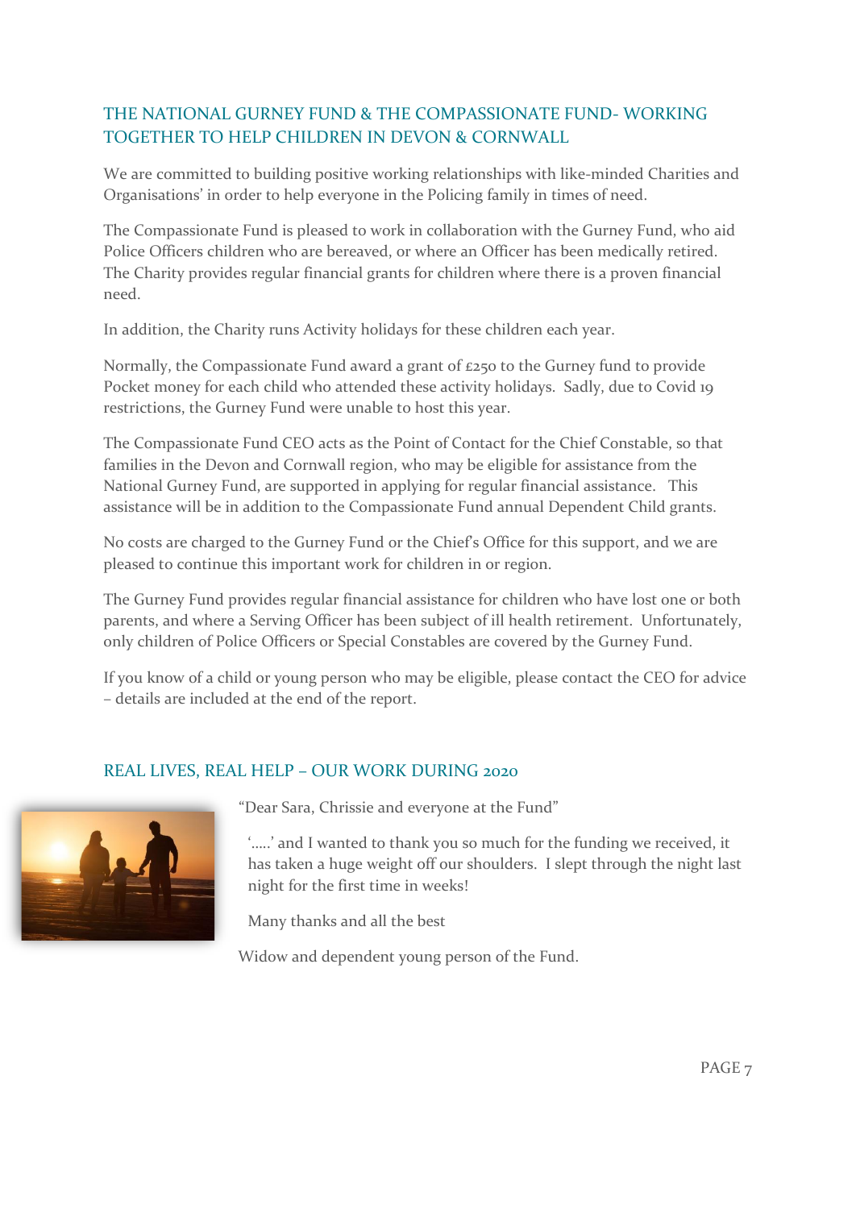## THE NATIONAL GURNEY FUND & THE COMPASSIONATE FUND- WORKING TOGETHER TO HELP CHILDREN IN DEVON & CORNWALL

We are committed to building positive working relationships with like-minded Charities and Organisations' in order to help everyone in the Policing family in times of need.

The Compassionate Fund is pleased to work in collaboration with the Gurney Fund, who aid Police Officers children who are bereaved, or where an Officer has been medically retired. The Charity provides regular financial grants for children where there is a proven financial need.

In addition, the Charity runs Activity holidays for these children each year.

Normally, the Compassionate Fund award a grant of £250 to the Gurney fund to provide Pocket money for each child who attended these activity holidays. Sadly, due to Covid 19 restrictions, the Gurney Fund were unable to host this year.

The Compassionate Fund CEO acts as the Point of Contact for the Chief Constable, so that families in the Devon and Cornwall region, who may be eligible for assistance from the National Gurney Fund, are supported in applying for regular financial assistance. This assistance will be in addition to the Compassionate Fund annual Dependent Child grants.

No costs are charged to the Gurney Fund or the Chief's Office for this support, and we are pleased to continue this important work for children in or region.

The Gurney Fund provides regular financial assistance for children who have lost one or both parents, and where a Serving Officer has been subject of ill health retirement. Unfortunately, only children of Police Officers or Special Constables are covered by the Gurney Fund.

If you know of a child or young person who may be eligible, please contact the CEO for advice – details are included at the end of the report.

## REAL LIVES, REAL HELP – OUR WORK DURING 2020

"Dear Sara, Chrissie and everyone at the Fund"

'…..' and I wanted to thank you so much for the funding we received, it has taken a huge weight off our shoulders. I slept through the night last night for the first time in weeks!

Many thanks and all the best

Widow and dependent young person of the Fund.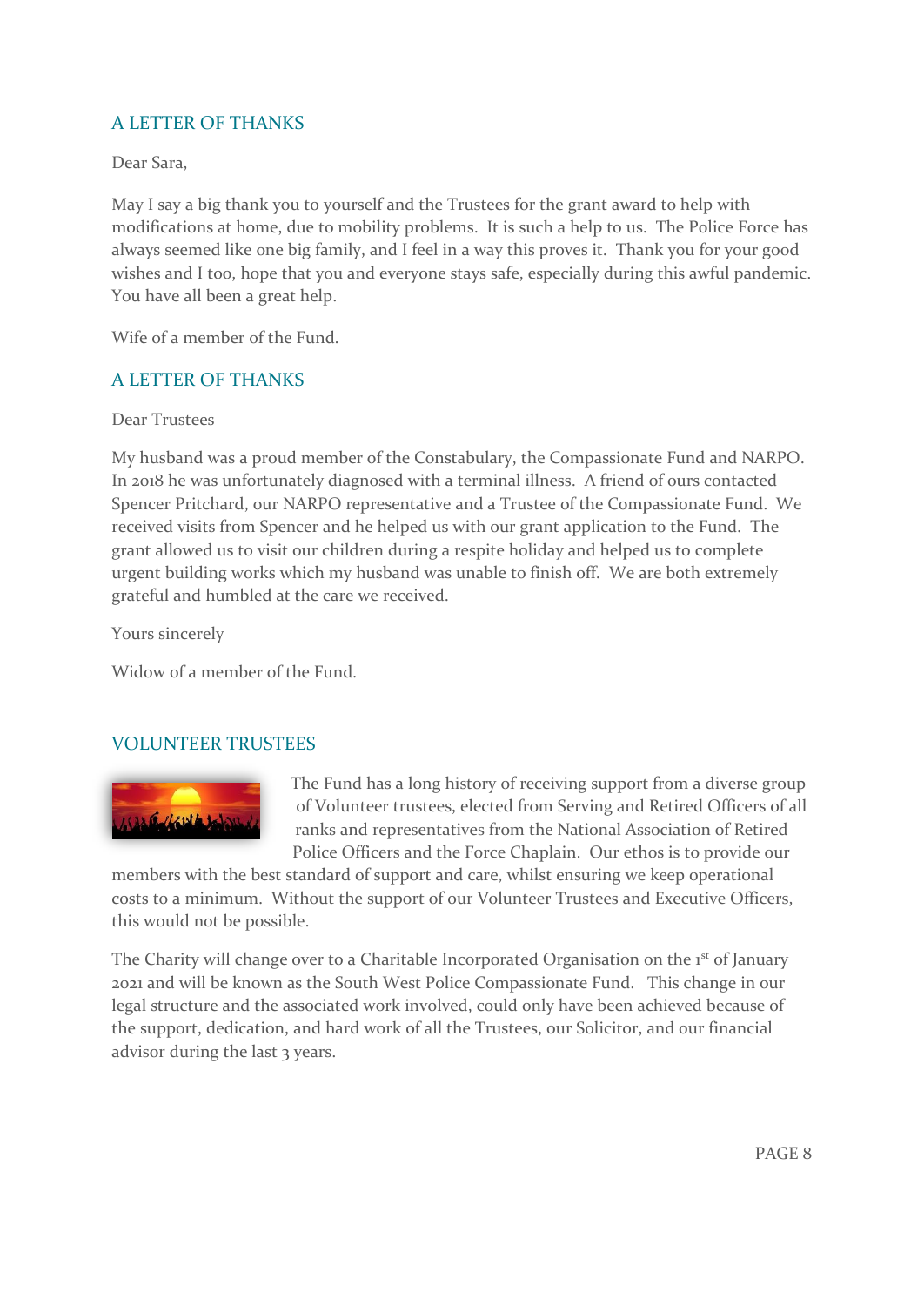## A LETTER OF THANKS

Dear Sara,

May I say a big thank you to yourself and the Trustees for the grant award to help with modifications at home, due to mobility problems. It is such a help to us. The Police Force has always seemed like one big family, and I feel in a way this proves it. Thank you for your good wishes and I too, hope that you and everyone stays safe, especially during this awful pandemic. You have all been a great help.

Wife of a member of the Fund.

## A LETTER OF THANKS

Dear Trustees

My husband was a proud member of the Constabulary, the Compassionate Fund and NARPO. In 2018 he was unfortunately diagnosed with a terminal illness. A friend of ours contacted Spencer Pritchard, our NARPO representative and a Trustee of the Compassionate Fund. We received visits from Spencer and he helped us with our grant application to the Fund. The grant allowed us to visit our children during a respite holiday and helped us to complete urgent building works which my husband was unable to finish off. We are both extremely grateful and humbled at the care we received.

Yours sincerely

Widow of a member of the Fund.

## VOLUNTEER TRUSTEES

The Fund has a long history of receiving support from a diverse group of Volunteer trustees, elected from Serving and Retired Officers of all ranks and representatives from the National Association of Retired Police Officers and the Force Chaplain. Our ethos is to provide our members with the best standard of support and care, whilst ensuring we keep operational costs to a minimum. Without the support of our Volunteer Trustees and Executive Officers, this would not be possible.

The Charity will change over to a Charitable Incorporated Organisation on the 1st of January 2021 and will be known as the South West Police Compassionate Fund. This change in our legal structure and the associated work involved, could only have been achieved because of the support, dedication, and hard work of all the Trustees, our Solicitor, and our financial advisor during the last 3 years.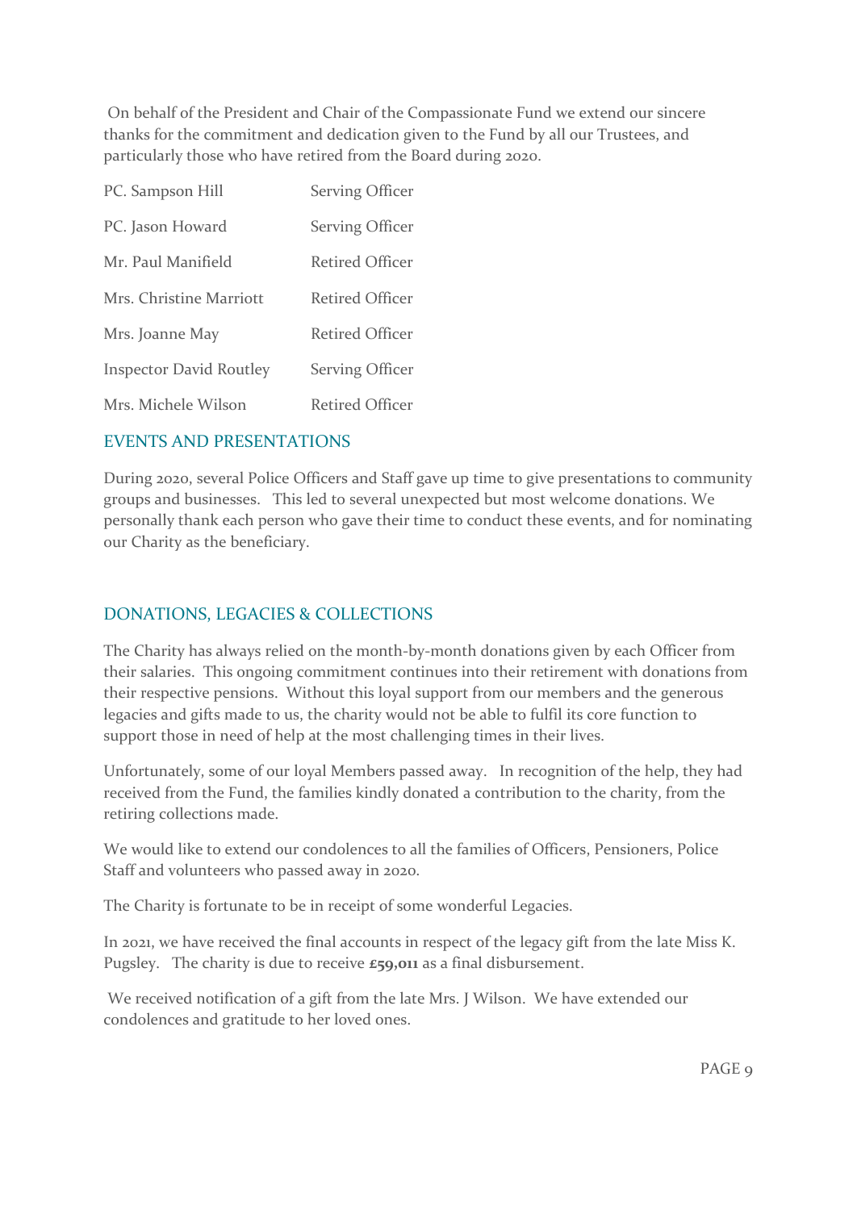On behalf of the President and Chair of the Compassionate Fund we extend our sincere thanks for the commitment and dedication given to the Fund by all our Trustees, and particularly those who have retired from the Board during 2020.

| | |
|---|---|
| PC. Sampson Hill | Serving Officer |
| PC. Jason Howard | Serving Officer |
| Mr. Paul Manifield | Retired Officer |
| Mrs. Christine Marriott | Retired Officer |
| Mrs. Joanne May | Retired Officer |
| Inspector David Routley | Serving Officer |
| Mrs. Michele Wilson | Retired Officer |

## EVENTS AND PRESENTATIONS

During 2020, several Police Officers and Staff gave up time to give presentations to community groups and businesses. This led to several unexpected but most welcome donations. We personally thank each person who gave their time to conduct these events, and for nominating our Charity as the beneficiary.

## DONATIONS, LEGACIES & COLLECTIONS

The Charity has always relied on the month-by-month donations given by each Officer from their salaries. This ongoing commitment continues into their retirement with donations from their respective pensions. Without this loyal support from our members and the generous legacies and gifts made to us, the charity would not be able to fulfil its core function to support those in need of help at the most challenging times in their lives.

Unfortunately, some of our loyal Members passed away. In recognition of the help, they had received from the Fund, the families kindly donated a contribution to the charity, from the retiring collections made.

We would like to extend our condolences to all the families of Officers, Pensioners, Police Staff and volunteers who passed away in 2020.

The Charity is fortunate to be in receipt of some wonderful Legacies.

In 2021, we have received the final accounts in respect of the legacy gift from the late Miss K. Pugsley. The charity is due to receive **£59,011** as a final disbursement.

We received notification of a gift from the late Mrs. J Wilson. We have extended our condolences and gratitude to her loved ones.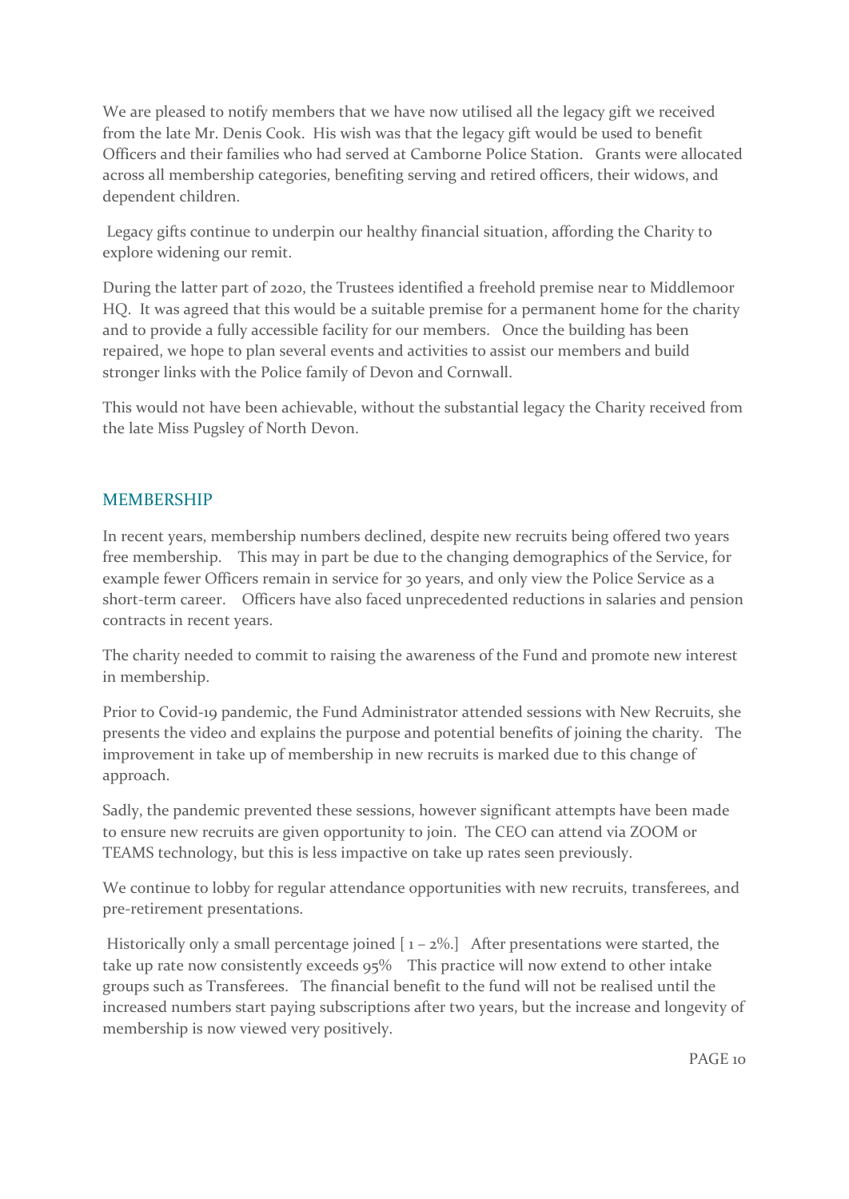We are pleased to notify members that we have now utilised all the legacy gift we received from the late Mr. Denis Cook. His wish was that the legacy gift would be used to benefit Officers and their families who had served at Camborne Police Station. Grants were allocated across all membership categories, benefiting serving and retired officers, their widows, and dependent children.

Legacy gifts continue to underpin our healthy financial situation, affording the Charity to explore widening our remit.

During the latter part of 2020, the Trustees identified a freehold premise near to Middlemoor HQ. It was agreed that this would be a suitable premise for a permanent home for the charity and to provide a fully accessible facility for our members. Once the building has been repaired, we hope to plan several events and activities to assist our members and build stronger links with the Police family of Devon and Cornwall.

This would not have been achievable, without the substantial legacy the Charity received from the late Miss Pugsley of North Devon.

## MEMBERSHIP

In recent years, membership numbers declined, despite new recruits being offered two years free membership. This may in part be due to the changing demographics of the Service, for example fewer Officers remain in service for 30 years, and only view the Police Service as a short-term career. Officers have also faced unprecedented reductions in salaries and pension contracts in recent years.

The charity needed to commit to raising the awareness of the Fund and promote new interest in membership.

Prior to Covid-19 pandemic, the Fund Administrator attended sessions with New Recruits, she presents the video and explains the purpose and potential benefits of joining the charity. The improvement in take up of membership in new recruits is marked due to this change of approach.

Sadly, the pandemic prevented these sessions, however significant attempts have been made to ensure new recruits are given opportunity to join. The CEO can attend via ZOOM or TEAMS technology, but this is less impactive on take up rates seen previously.

We continue to lobby for regular attendance opportunities with new recruits, transferees, and pre-retirement presentations.

Historically only a small percentage joined [ 1 – 2%.] After presentations were started, the take up rate now consistently exceeds 95% This practice will now extend to other intake groups such as Transferees. The financial benefit to the fund will not be realised until the increased numbers start paying subscriptions after two years, but the increase and longevity of membership is now viewed very positively.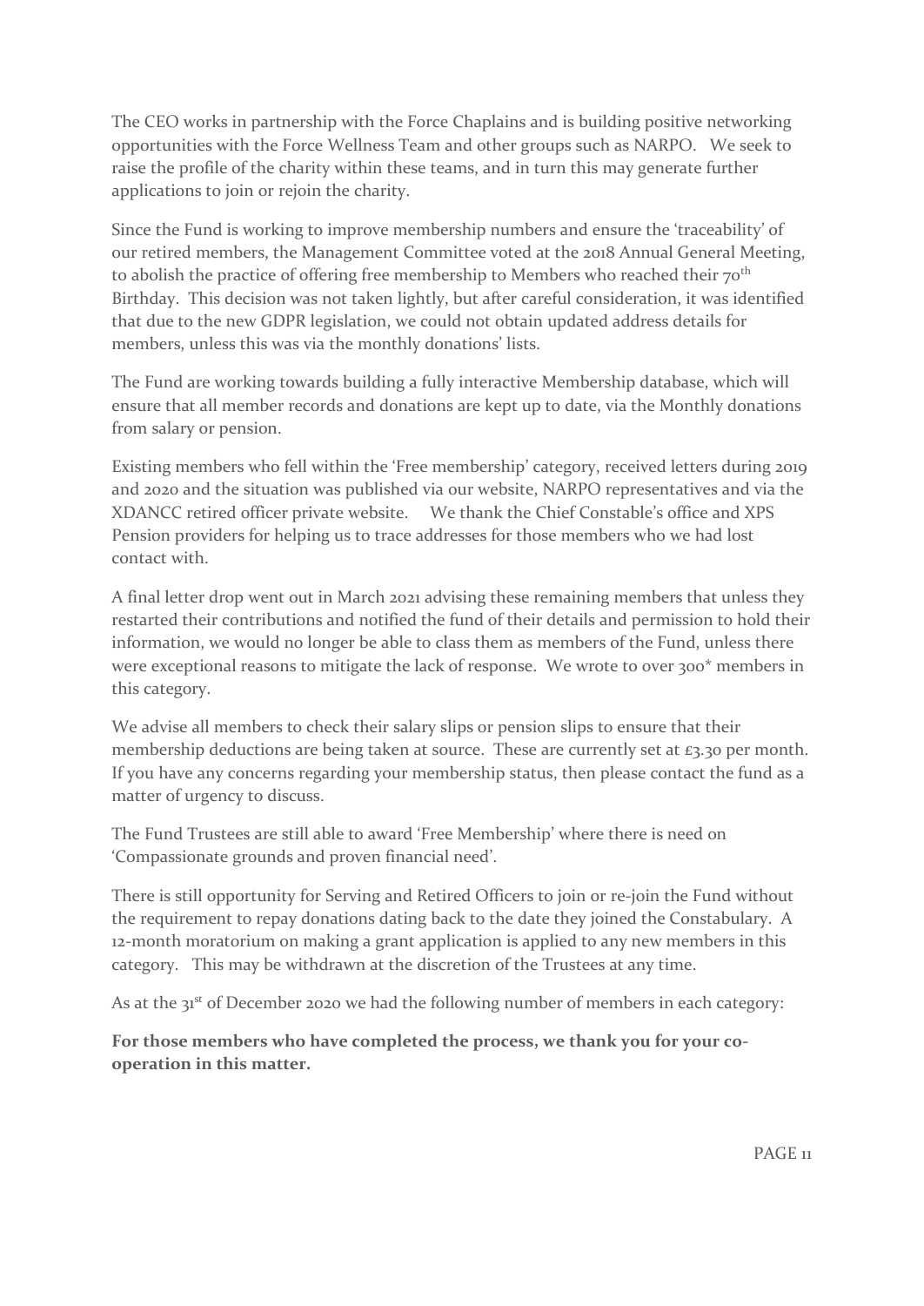The CEO works in partnership with the Force Chaplains and is building positive networking opportunities with the Force Wellness Team and other groups such as NARPO. We seek to raise the profile of the charity within these teams, and in turn this may generate further applications to join or rejoin the charity.

Since the Fund is working to improve membership numbers and ensure the 'traceability' of our retired members, the Management Committee voted at the 2018 Annual General Meeting, to abolish the practice of offering free membership to Members who reached their 70th Birthday. This decision was not taken lightly, but after careful consideration, it was identified that due to the new GDPR legislation, we could not obtain updated address details for members, unless this was via the monthly donations' lists.

The Fund are working towards building a fully interactive Membership database, which will ensure that all member records and donations are kept up to date, via the Monthly donations from salary or pension.

Existing members who fell within the 'Free membership' category, received letters during 2019 and 2020 and the situation was published via our website, NARPO representatives and via the XDANCC retired officer private website. We thank the Chief Constable's office and XPS Pension providers for helping us to trace addresses for those members who we had lost contact with.

A final letter drop went out in March 2021 advising these remaining members that unless they restarted their contributions and notified the fund of their details and permission to hold their information, we would no longer be able to class them as members of the Fund, unless there were exceptional reasons to mitigate the lack of response. We wrote to over 300* members in this category.

We advise all members to check their salary slips or pension slips to ensure that their membership deductions are being taken at source. These are currently set at £3.30 per month. If you have any concerns regarding your membership status, then please contact the fund as a matter of urgency to discuss.

The Fund Trustees are still able to award 'Free Membership' where there is need on 'Compassionate grounds and proven financial need'.

There is still opportunity for Serving and Retired Officers to join or re-join the Fund without the requirement to repay donations dating back to the date they joined the Constabulary. A 12-month moratorium on making a grant application is applied to any new members in this category. This may be withdrawn at the discretion of the Trustees at any time.

As at the 31st of December 2020 we had the following number of members in each category:

**For those members who have completed the process, we thank you for your co-operation in this matter.**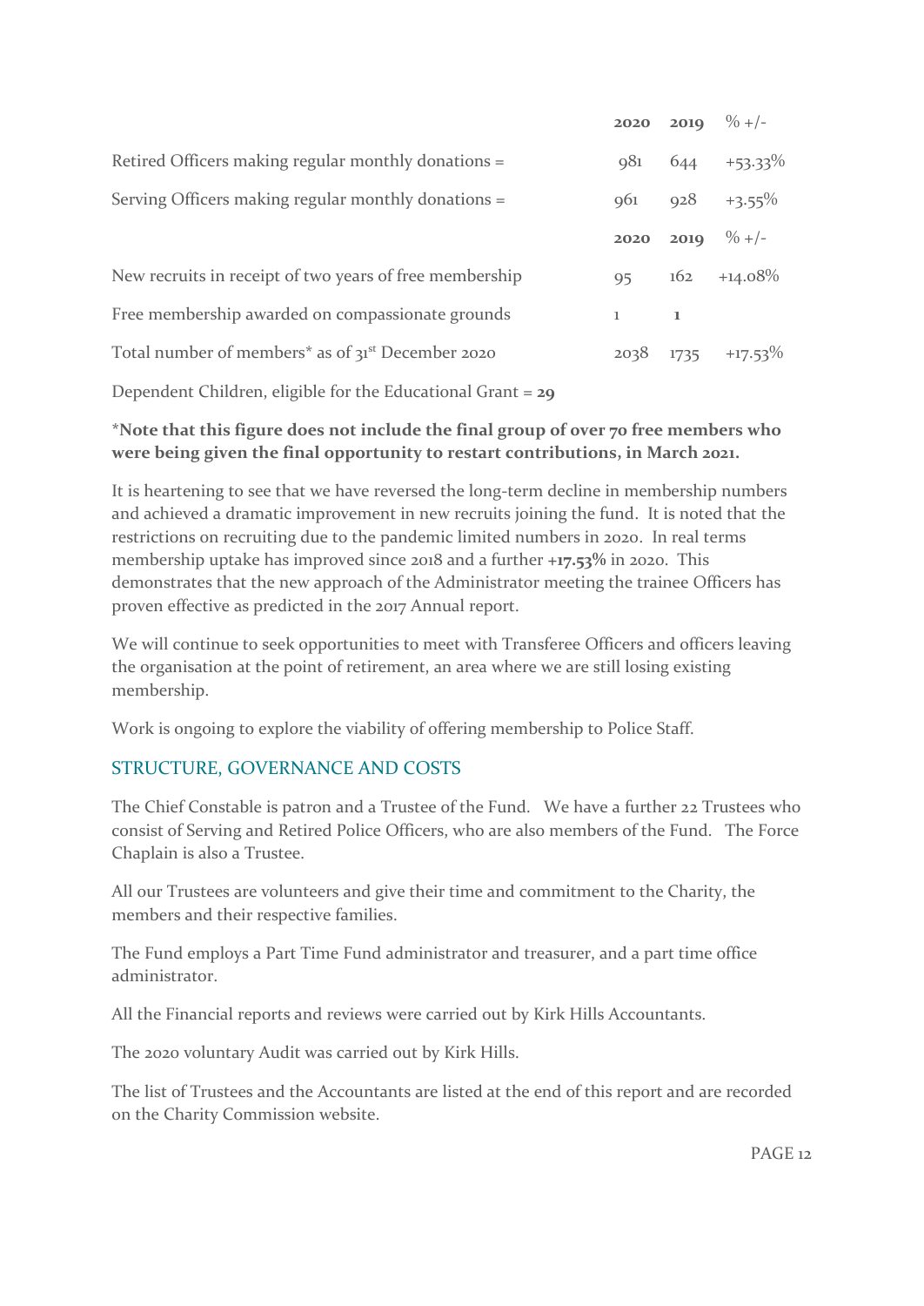| | 2020 | 2019 | % +/- |
|---|---|---|---|
| Retired Officers making regular monthly donations = | 981 | 644 | +53.33% |
| Serving Officers making regular monthly donations = | 961 | 928 | +3.55% |

| | 2020 | 2019 | % +/- |
|---|---|---|---|
| New recruits in receipt of two years of free membership | 95 | 162 | +14.08% |
| Free membership awarded on compassionate grounds | 1 | 1 | |
| Total number of members* as of 31st December 2020 | 2038 | 1735 | +17.53% |

Dependent Children, eligible for the Educational Grant = **29**

***Note that this figure does not include the final group of over 70 free members who were being given the final opportunity to restart contributions, in March 2021.**

It is heartening to see that we have reversed the long-term decline in membership numbers and achieved a dramatic improvement in new recruits joining the fund. It is noted that the restrictions on recruiting due to the pandemic limited numbers in 2020. In real terms membership uptake has improved since 2018 and a further **+17.53%** in 2020. This demonstrates that the new approach of the Administrator meeting the trainee Officers has proven effective as predicted in the 2017 Annual report.

We will continue to seek opportunities to meet with Transferee Officers and officers leaving the organisation at the point of retirement, an area where we are still losing existing membership.

Work is ongoing to explore the viability of offering membership to Police Staff.

## STRUCTURE, GOVERNANCE AND COSTS

The Chief Constable is patron and a Trustee of the Fund. We have a further 22 Trustees who consist of Serving and Retired Police Officers, who are also members of the Fund. The Force Chaplain is also a Trustee.

All our Trustees are volunteers and give their time and commitment to the Charity, the members and their respective families.

The Fund employs a Part Time Fund administrator and treasurer, and a part time office administrator.

All the Financial reports and reviews were carried out by Kirk Hills Accountants.

The 2020 voluntary Audit was carried out by Kirk Hills.

The list of Trustees and the Accountants are listed at the end of this report and are recorded on the Charity Commission website.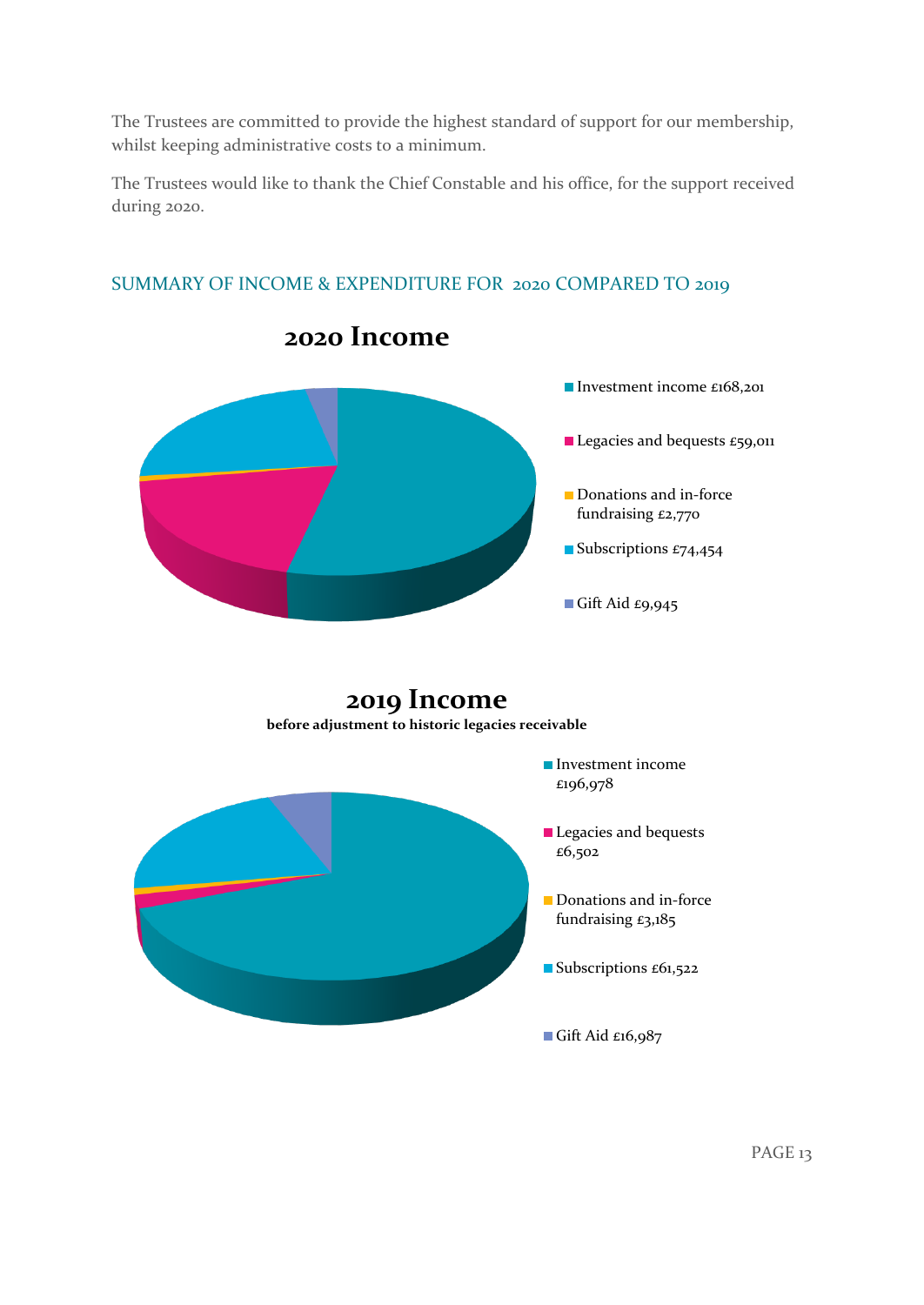The Trustees are committed to provide the highest standard of support for our membership, whilst keeping administrative costs to a minimum.

The Trustees would like to thank the Chief Constable and his office, for the support received during 2020.

## SUMMARY OF INCOME & EXPENDITURE FOR 2020 COMPARED TO 2019

### 2020 Income

- Investment income £168,201
- Legacies and bequests £59,011
- Donations and in-force fundraising £2,770
- Subscriptions £74,454
- Gift Aid £9,945

### 2019 Income

**before adjustment to historic legacies receivable**

- Investment income £196,978
- Legacies and bequests £6,502
- Donations and in-force fundraising £3,185
- Subscriptions £61,522
- Gift Aid £16,987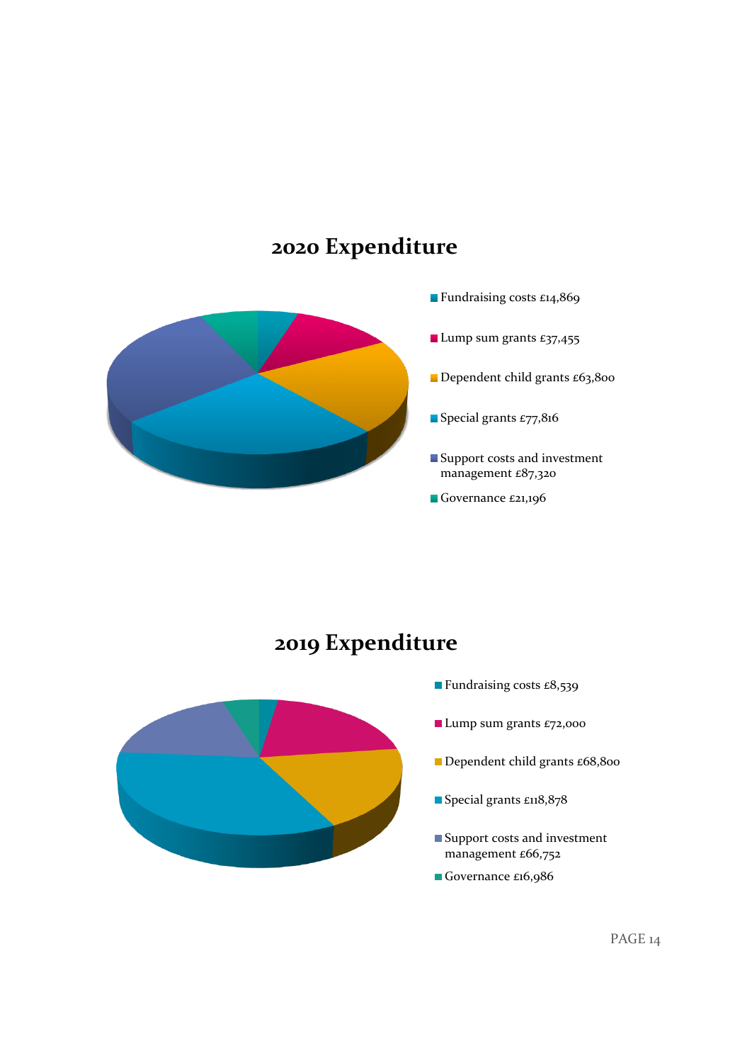## 2020 Expenditure

- Fundraising costs £14,869
- Lump sum grants £37,455
- Dependent child grants £63,800
- Special grants £77,816
- Support costs and investment management £87,320
- Governance £21,196

## 2019 Expenditure

- Fundraising costs £8,539
- Lump sum grants £72,000
- Dependent child grants £68,800
- Special grants £118,878
- Support costs and investment management £66,752
- Governance £16,986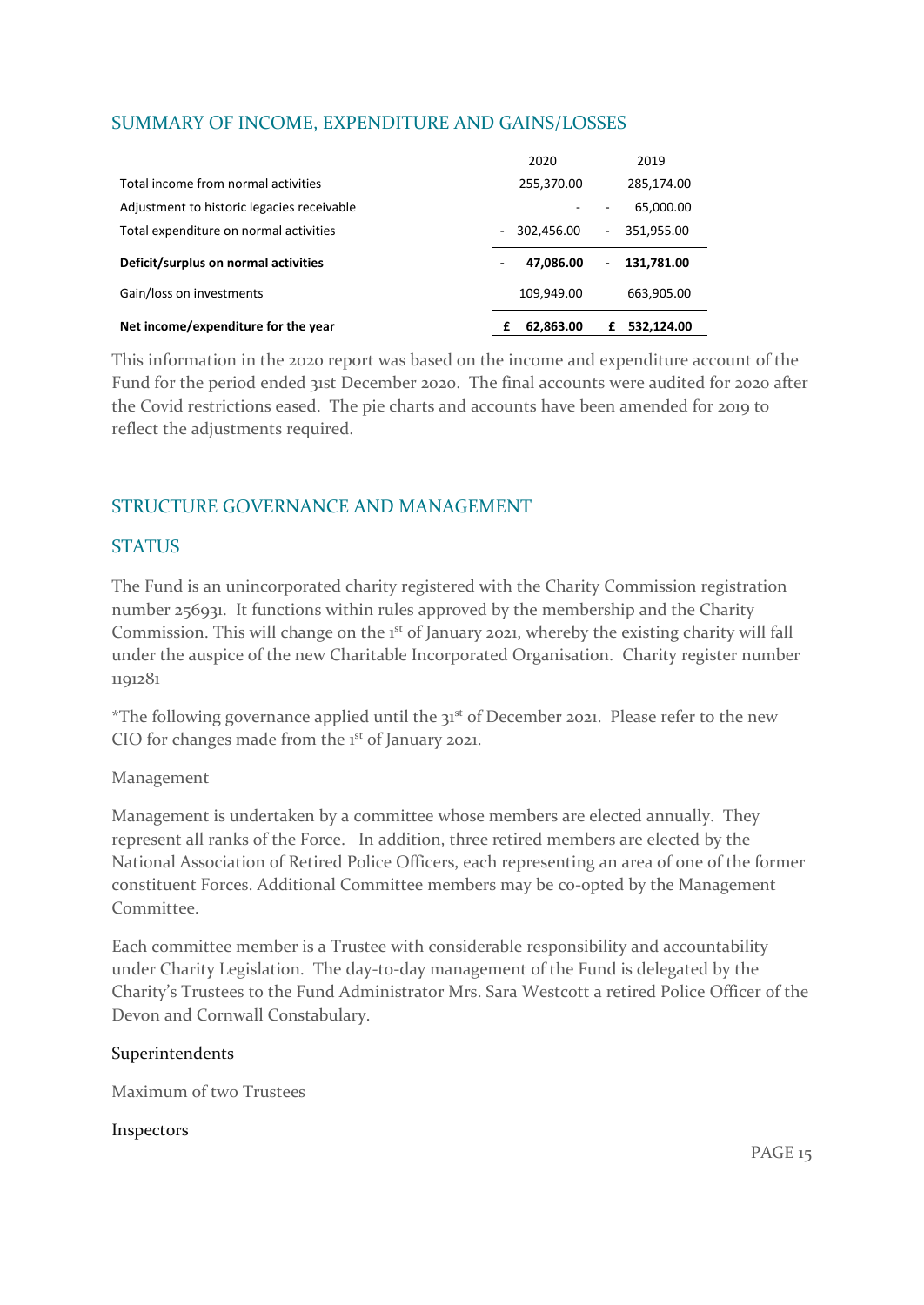## SUMMARY OF INCOME, EXPENDITURE AND GAINS/LOSSES

| | 2020 | 2019 |
|---|---|---|
| Total income from normal activities | 255,370.00 | 285,174.00 |
| Adjustment to historic legacies receivable | - | - 65,000.00 |
| Total expenditure on normal activities | - 302,456.00 | - 351,955.00 |
| **Deficit/surplus on normal activities** | **- 47,086.00** | **- 131,781.00** |
| Gain/loss on investments | 109,949.00 | 663,905.00 |
| **Net income/expenditure for the year** | **£ 62,863.00** | **£ 532,124.00** |

This information in the 2020 report was based on the income and expenditure account of the Fund for the period ended 31st December 2020. The final accounts were audited for 2020 after the Covid restrictions eased. The pie charts and accounts have been amended for 2019 to reflect the adjustments required.

## STRUCTURE GOVERNANCE AND MANAGEMENT

## STATUS

The Fund is an unincorporated charity registered with the Charity Commission registration number 256931. It functions within rules approved by the membership and the Charity Commission. This will change on the 1st of January 2021, whereby the existing charity will fall under the auspice of the new Charitable Incorporated Organisation. Charity register number 1191281

*The following governance applied until the 31st of December 2021. Please refer to the new CIO for changes made from the 1st of January 2021.

Management

Management is undertaken by a committee whose members are elected annually. They represent all ranks of the Force. In addition, three retired members are elected by the National Association of Retired Police Officers, each representing an area of one of the former constituent Forces. Additional Committee members may be co-opted by the Management Committee.

Each committee member is a Trustee with considerable responsibility and accountability under Charity Legislation. The day-to-day management of the Fund is delegated by the Charity's Trustees to the Fund Administrator Mrs. Sara Westcott a retired Police Officer of the Devon and Cornwall Constabulary.

Superintendents

Maximum of two Trustees

Inspectors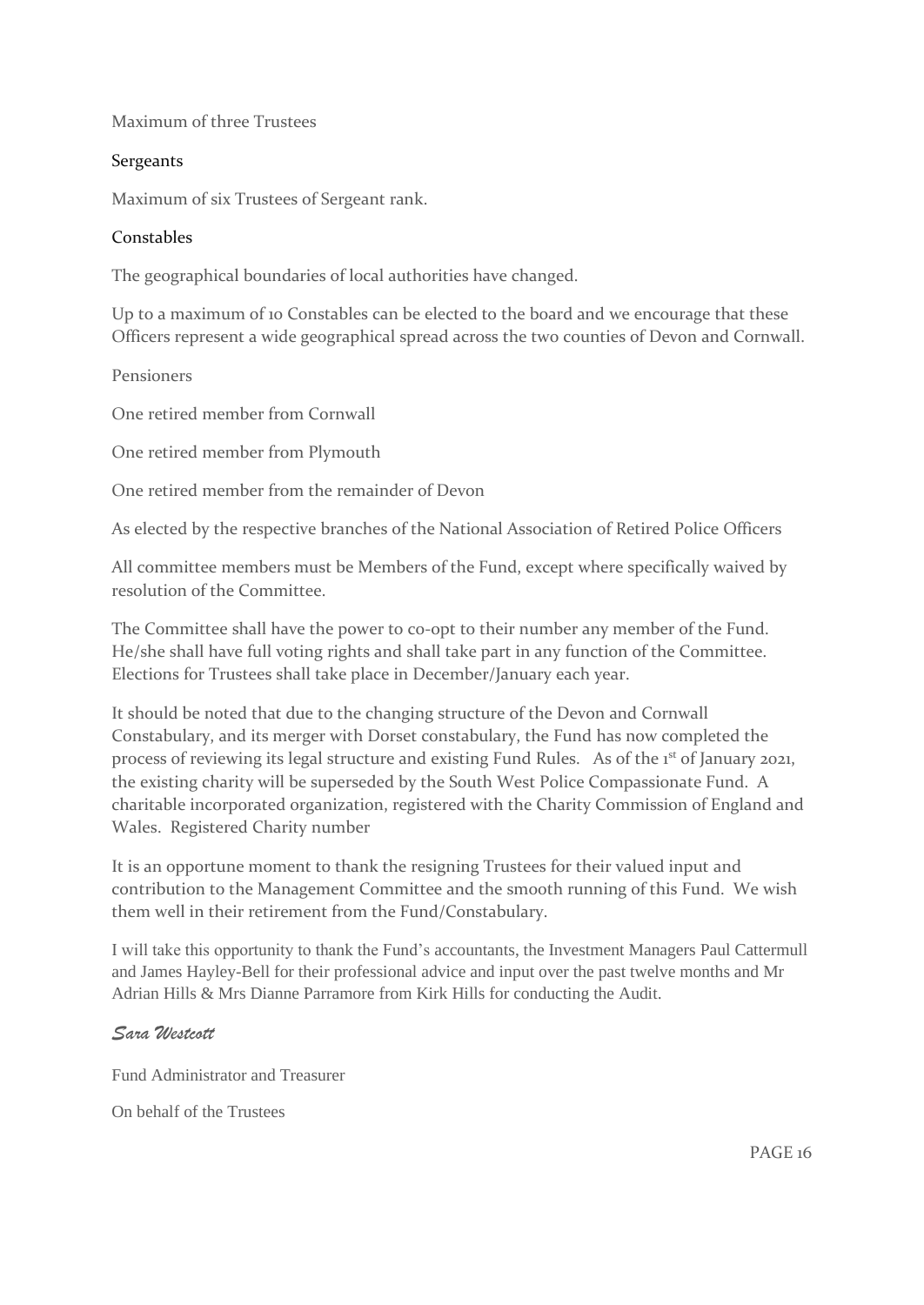Maximum of three Trustees

Sergeants

Maximum of six Trustees of Sergeant rank.

Constables

The geographical boundaries of local authorities have changed.

Up to a maximum of 10 Constables can be elected to the board and we encourage that these Officers represent a wide geographical spread across the two counties of Devon and Cornwall.

Pensioners

One retired member from Cornwall

One retired member from Plymouth

One retired member from the remainder of Devon

As elected by the respective branches of the National Association of Retired Police Officers

All committee members must be Members of the Fund, except where specifically waived by resolution of the Committee.

The Committee shall have the power to co-opt to their number any member of the Fund. He/she shall have full voting rights and shall take part in any function of the Committee. Elections for Trustees shall take place in December/January each year.

It should be noted that due to the changing structure of the Devon and Cornwall Constabulary, and its merger with Dorset constabulary, the Fund has now completed the process of reviewing its legal structure and existing Fund Rules. As of the 1st of January 2021, the existing charity will be superseded by the South West Police Compassionate Fund. A charitable incorporated organization, registered with the Charity Commission of England and Wales. Registered Charity number

It is an opportune moment to thank the resigning Trustees for their valued input and contribution to the Management Committee and the smooth running of this Fund. We wish them well in their retirement from the Fund/Constabulary.

I will take this opportunity to thank the Fund's accountants, the Investment Managers Paul Cattermull and James Hayley-Bell for their professional advice and input over the past twelve months and Mr Adrian Hills & Mrs Dianne Parramore from Kirk Hills for conducting the Audit.

*Sara Westcott*

Fund Administrator and Treasurer

On behalf of the Trustees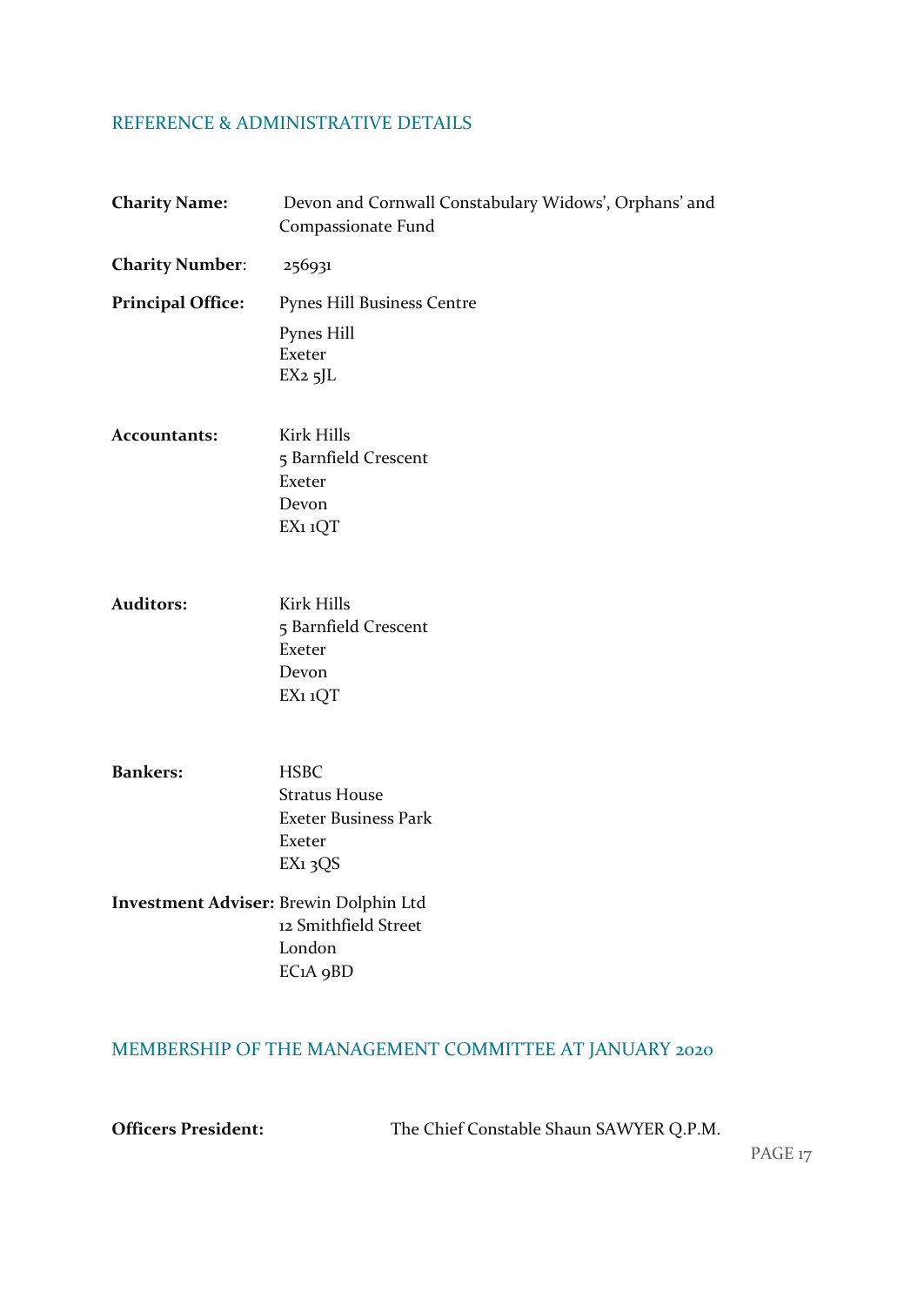## REFERENCE & ADMINISTRATIVE DETAILS

**Charity Name:** Devon and Cornwall Constabulary Widows', Orphans' and Compassionate Fund

**Charity Number**: 256931

**Principal Office:** Pynes Hill Business Centre
Pynes Hill
Exeter
EX2 5JL

**Accountants:** Kirk Hills
5 Barnfield Crescent
Exeter
Devon
EX1 1QT

**Auditors:** Kirk Hills
5 Barnfield Crescent
Exeter
Devon
EX1 1QT

**Bankers:** HSBC
Stratus House
Exeter Business Park
Exeter
EX1 3QS

**Investment Adviser:** Brewin Dolphin Ltd
12 Smithfield Street
London
EC1A 9BD

## MEMBERSHIP OF THE MANAGEMENT COMMITTEE AT JANUARY 2020

**Officers President:** The Chief Constable Shaun SAWYER Q.P.M.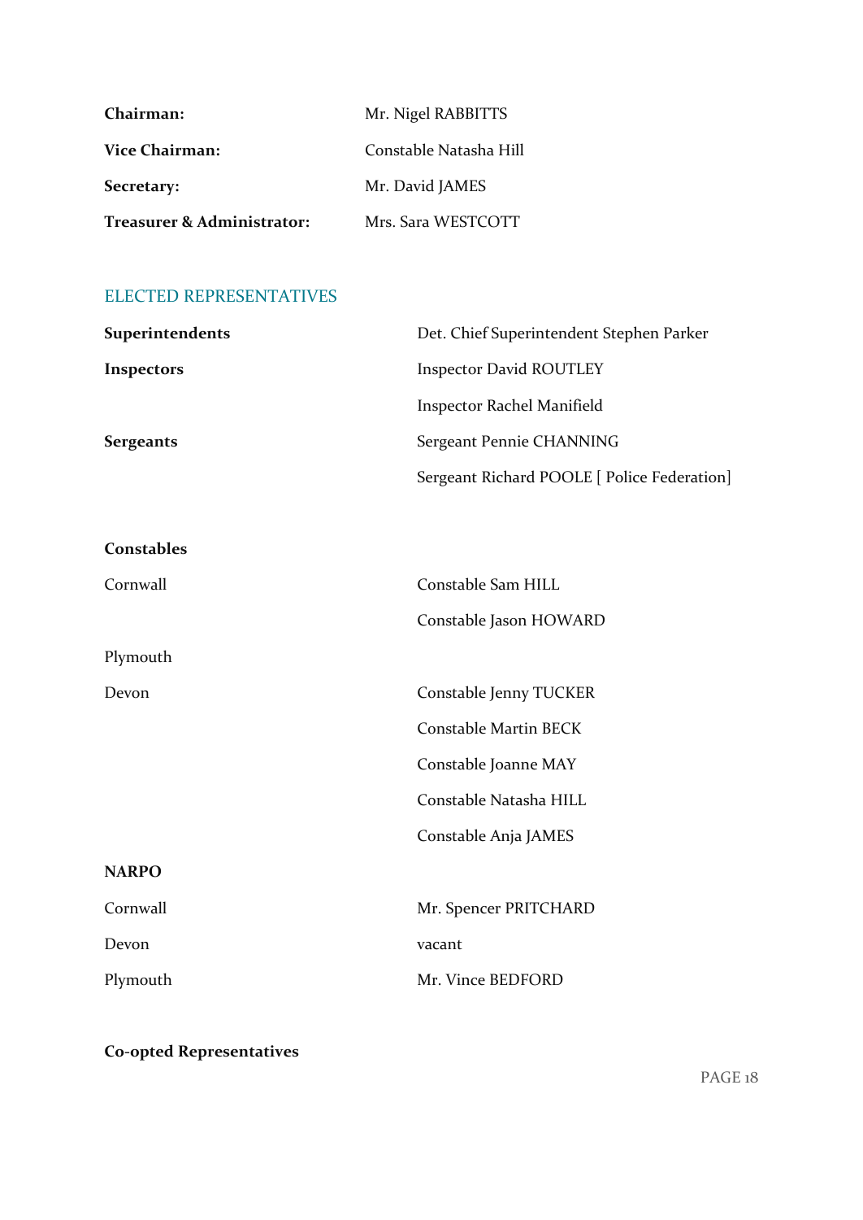| | |
|---|---|
| **Chairman:** | Mr. Nigel RABBITTS |
| **Vice Chairman:** | Constable Natasha Hill |
| **Secretary:** | Mr. David JAMES |
| **Treasurer & Administrator:** | Mrs. Sara WESTCOTT |

## ELECTED REPRESENTATIVES

| | |
|---|---|
| **Superintendents** | Det. Chief Superintendent Stephen Parker |
| **Inspectors** | Inspector David ROUTLEY |
| | Inspector Rachel Manifield |
| **Sergeants** | Sergeant Pennie CHANNING |
| | Sergeant Richard POOLE [ Police Federation] |

**Constables**

| | |
|---|---|
| Cornwall | Constable Sam HILL |
| | Constable Jason HOWARD |
| Plymouth | |
| Devon | Constable Jenny TUCKER |
| | Constable Martin BECK |
| | Constable Joanne MAY |
| | Constable Natasha HILL |
| | Constable Anja JAMES |

**NARPO**

| | |
|---|---|
| Cornwall | Mr. Spencer PRITCHARD |
| Devon | vacant |
| Plymouth | Mr. Vince BEDFORD |

**Co-opted Representatives**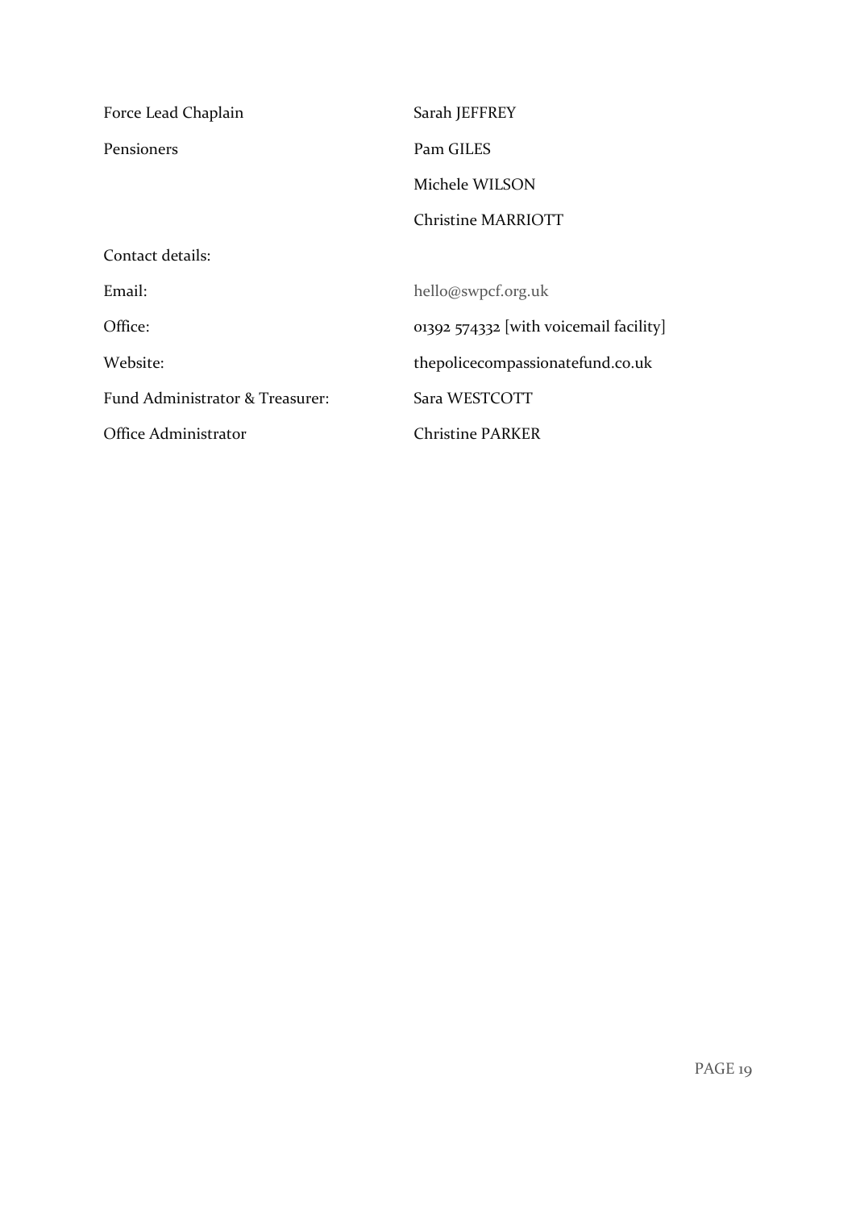| | |
|---|---|
| Force Lead Chaplain | Sarah JEFFREY |
| Pensioners | Pam GILES |
| | Michele WILSON |
| | Christine MARRIOTT |
| Contact details: | |
| Email: | hello@swpcf.org.uk |
| Office: | 01392 574332 [with voicemail facility] |
| Website: | thepolicecompassionatefund.co.uk |
| Fund Administrator & Treasurer: | Sara WESTCOTT |
| Office Administrator | Christine PARKER |